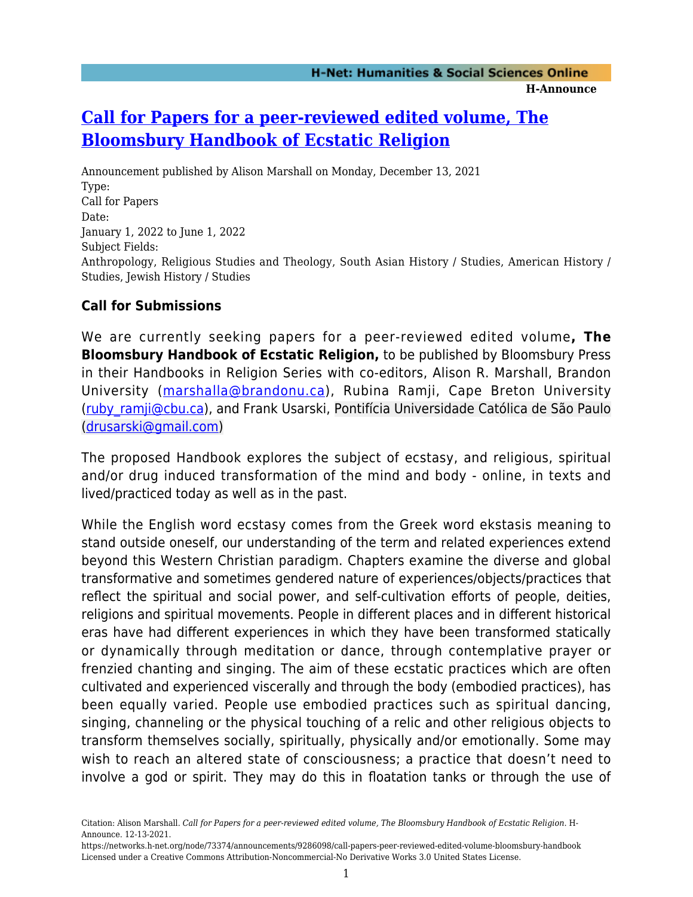# [Call for Papers for a peer-reviewed edited volume, The Bloomsbury Handbook of Ecstatic Religion](https://networks.h-net.org/node/73374/announcements/9286098/call-papers-peer-reviewed-edited-volume-bloomsbury-handbook)

Announcement published by Alison Marshall on Monday, December 13, 2021

Type:
Call for Papers

Date:
January 1, 2022 to June 1, 2022

Subject Fields:
Anthropology, Religious Studies and Theology, South Asian History / Studies, American History / Studies, Jewish History / Studies

### Call for Submissions

We are currently seeking papers for a peer-reviewed edited volume**, The Bloomsbury Handbook of Ecstatic Religion,** to be published by Bloomsbury Press in their Handbooks in Religion Series with co-editors, Alison R. Marshall, Brandon University ([marshalla@brandonu.ca](mailto:marshalla@brandonu.ca)), Rubina Ramji, Cape Breton University ([ruby_ramji@cbu.ca](mailto:ruby_ramji@cbu.ca)), and Frank Usarski, Pontifícia Universidade Católica de São Paulo ([drusarski@gmail.com](mailto:drusarski@gmail.com))

The proposed Handbook explores the subject of ecstasy, and religious, spiritual and/or drug induced transformation of the mind and body - online, in texts and lived/practiced today as well as in the past.

While the English word ecstasy comes from the Greek word ekstasis meaning to stand outside oneself, our understanding of the term and related experiences extend beyond this Western Christian paradigm. Chapters examine the diverse and global transformative and sometimes gendered nature of experiences/objects/practices that reflect the spiritual and social power, and self-cultivation efforts of people, deities, religions and spiritual movements. People in different places and in different historical eras have had different experiences in which they have been transformed statically or dynamically through meditation or dance, through contemplative prayer or frenzied chanting and singing. The aim of these ecstatic practices which are often cultivated and experienced viscerally and through the body (embodied practices), has been equally varied. People use embodied practices such as spiritual dancing, singing, channeling or the physical touching of a relic and other religious objects to transform themselves socially, spiritually, physically and/or emotionally. Some may wish to reach an altered state of consciousness; a practice that doesn't need to involve a god or spirit. They may do this in floatation tanks or through the use of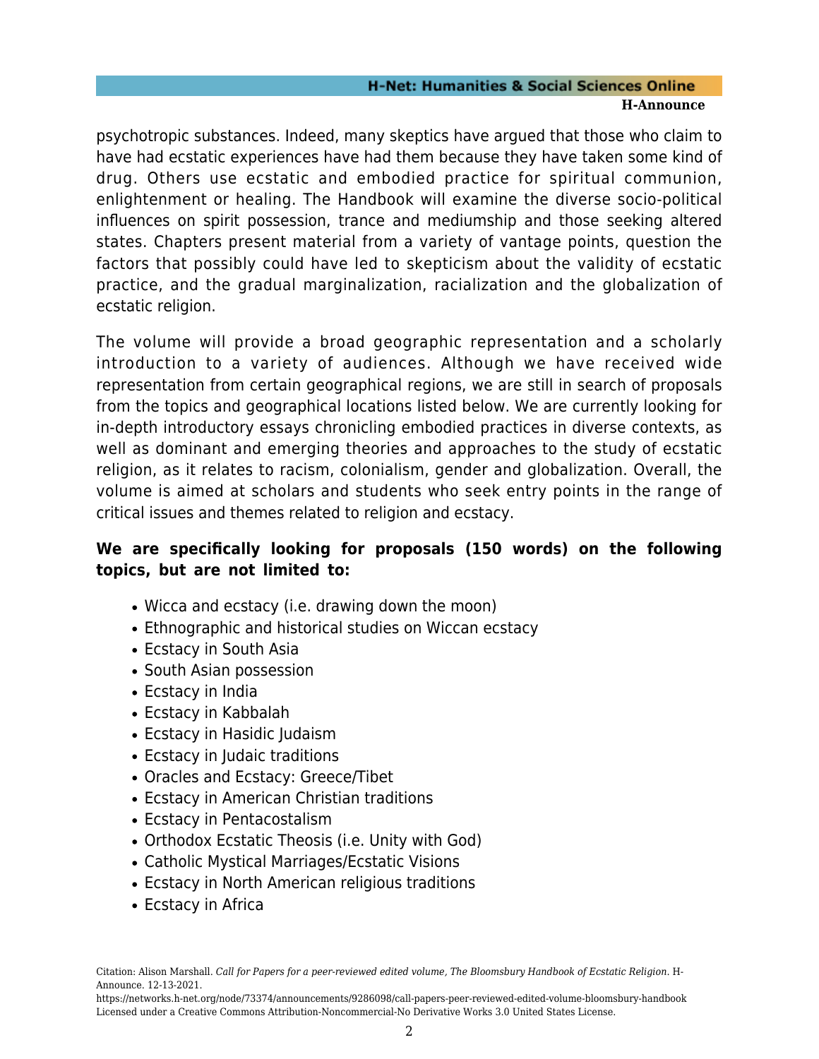psychotropic substances. Indeed, many skeptics have argued that those who claim to have had ecstatic experiences have had them because they have taken some kind of drug. Others use ecstatic and embodied practice for spiritual communion, enlightenment or healing. The Handbook will examine the diverse socio-political influences on spirit possession, trance and mediumship and those seeking altered states. Chapters present material from a variety of vantage points, question the factors that possibly could have led to skepticism about the validity of ecstatic practice, and the gradual marginalization, racialization and the globalization of ecstatic religion.

The volume will provide a broad geographic representation and a scholarly introduction to a variety of audiences. Although we have received wide representation from certain geographical regions, we are still in search of proposals from the topics and geographical locations listed below. We are currently looking for in-depth introductory essays chronicling embodied practices in diverse contexts, as well as dominant and emerging theories and approaches to the study of ecstatic religion, as it relates to racism, colonialism, gender and globalization. Overall, the volume is aimed at scholars and students who seek entry points in the range of critical issues and themes related to religion and ecstacy.

**We are specifically looking for proposals (150 words) on the following topics, but are not limited to:**

- Wicca and ecstacy (i.e. drawing down the moon)
- Ethnographic and historical studies on Wiccan ecstacy
- Ecstacy in South Asia
- South Asian possession
- Ecstacy in India
- Ecstacy in Kabbalah
- Ecstacy in Hasidic Judaism
- Ecstacy in Judaic traditions
- Oracles and Ecstacy: Greece/Tibet
- Ecstacy in American Christian traditions
- Ecstacy in Pentacostalism
- Orthodox Ecstatic Theosis (i.e. Unity with God)
- Catholic Mystical Marriages/Ecstatic Visions
- Ecstacy in North American religious traditions
- Ecstacy in Africa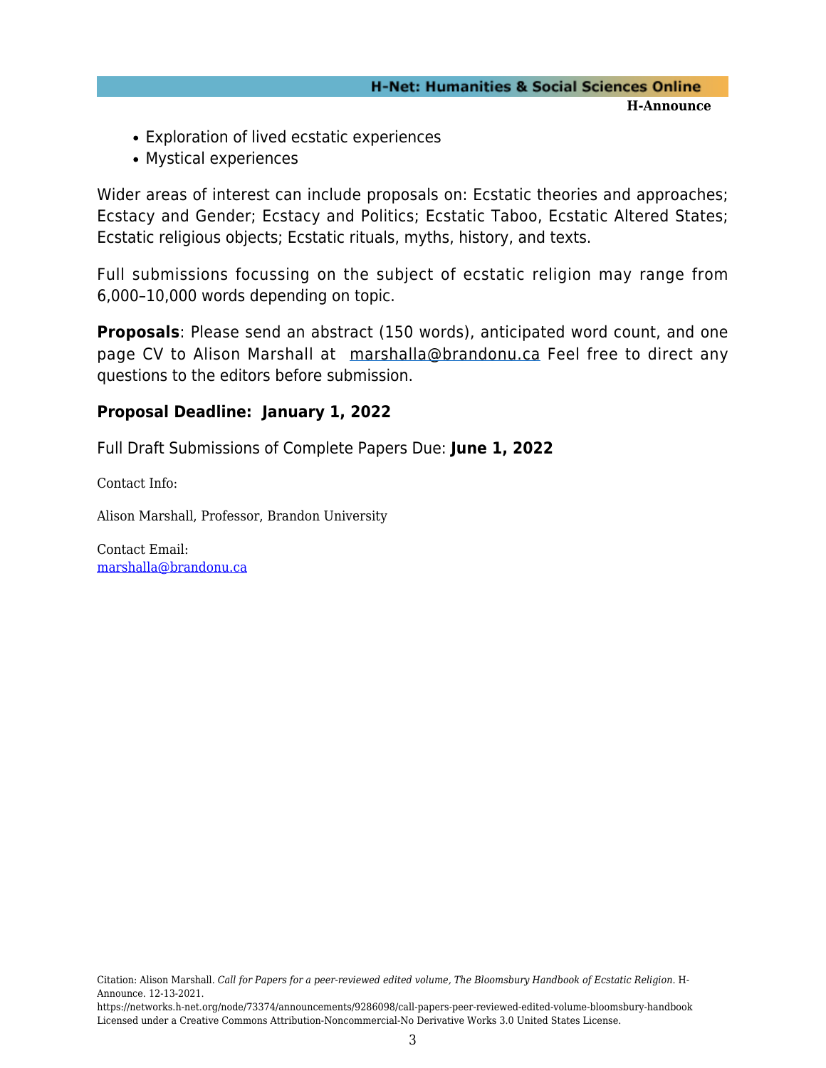- Exploration of lived ecstatic experiences
- Mystical experiences

Wider areas of interest can include proposals on: Ecstatic theories and approaches; Ecstacy and Gender; Ecstacy and Politics; Ecstatic Taboo, Ecstatic Altered States; Ecstatic religious objects; Ecstatic rituals, myths, history, and texts.

Full submissions focussing on the subject of ecstatic religion may range from 6,000–10,000 words depending on topic.

**Proposals**: Please send an abstract (150 words), anticipated word count, and one page CV to Alison Marshall at marshalla@brandonu.ca Feel free to direct any questions to the editors before submission.

**Proposal Deadline: January 1, 2022**

Full Draft Submissions of Complete Papers Due: **June 1, 2022**

Contact Info:

Alison Marshall, Professor, Brandon University

Contact Email:
marshalla@brandonu.ca

Citation: Alison Marshall. *Call for Papers for a peer-reviewed edited volume, The Bloomsbury Handbook of Ecstatic Religion*. H-Announce. 12-13-2021.
https://networks.h-net.org/node/73374/announcements/9286098/call-papers-peer-reviewed-edited-volume-bloomsbury-handbook
Licensed under a Creative Commons Attribution-Noncommercial-No Derivative Works 3.0 United States License.